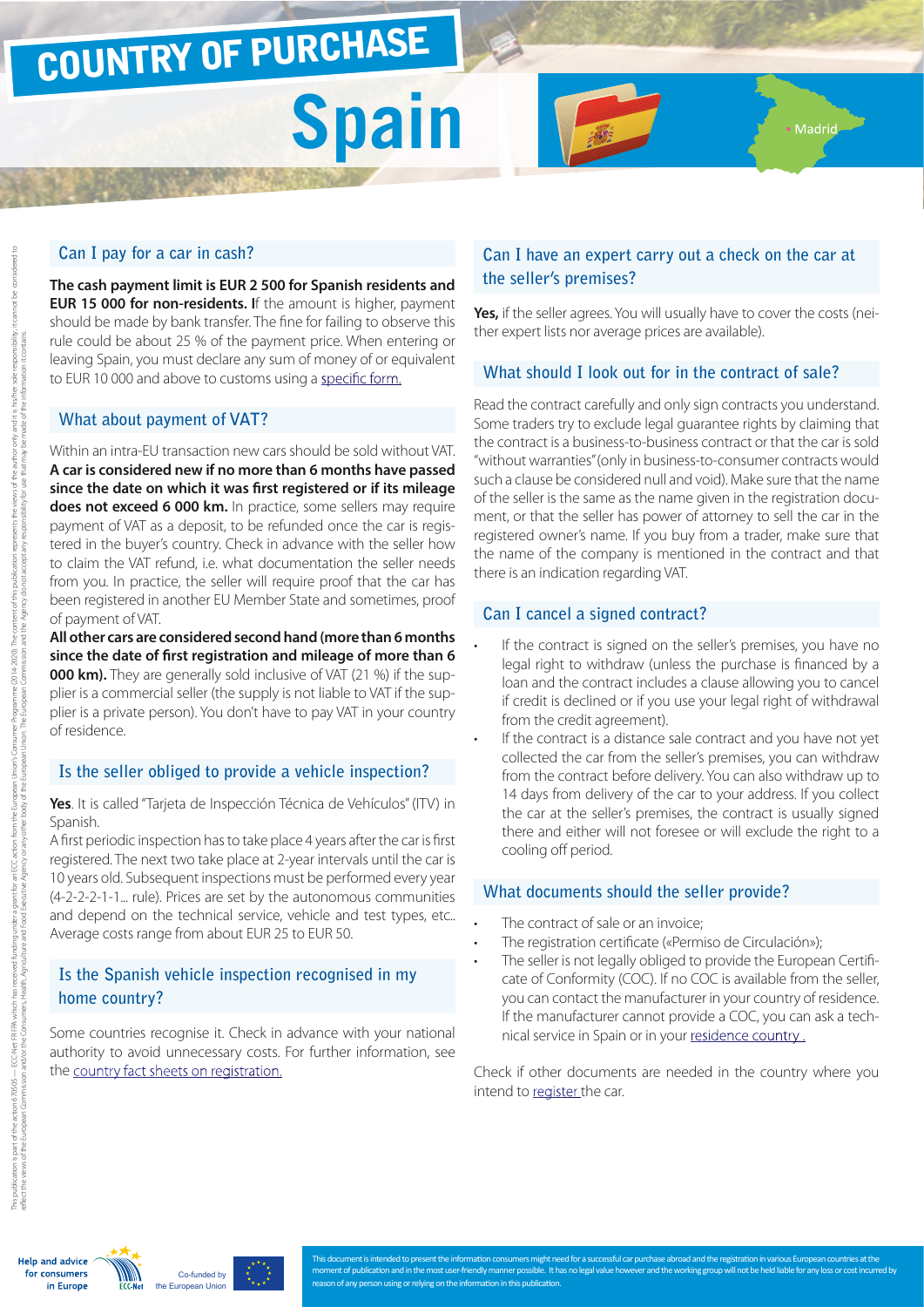# COUNTRY OF PURCHASE

# Spain

Madrid

## Can I pay for a car in cash?

**The cash payment limit is EUR 2 500 for Spanish residents and EUR 15 000 for non-residents. I**f the amount is higher, payment should be made by bank transfer. The fine for failing to observe this rule could be about 25 % of the payment price. When entering or leaving Spain, you must declare any sum of money of or equivalent to EUR 10 000 and above to customs using a specific form.

## What about payment of VAT?

Within an intra-EU transaction new cars should be sold without VAT. **A car is considered new if no more than 6 months have passed since the date on which it was first registered or if its mileage does not exceed 6 000 km.** In practice, some sellers may require payment of VAT as a deposit, to be refunded once the car is registered in the buyer's country. Check in advance with the seller how to claim the VAT refund, i.e. what documentation the seller needs from you. In practice, the seller will require proof that the car has been registered in another EU Member State and sometimes, proof of payment of VAT.

**All other cars are considered second hand (more than 6 months since the date of first registration and mileage of more than 6 000 km).** They are generally sold inclusive of VAT (21 %) if the supplier is a commercial seller (the supply is not liable to VAT if the supplier is a private person). You don't have to pay VAT in your country of residence.

## Is the seller obliged to provide a vehicle inspection?

**Yes**. It is called "Tarjeta de Inspección Técnica de Vehículos" (ITV) in Spanish.

A first periodic inspection has to take place 4 years after the car is first registered. The next two take place at 2-year intervals until the car is 10 years old. Subsequent inspections must be performed every year (4-2-2-2-1-1... rule). Prices are set by the autonomous communities and depend on the technical service, vehicle and test types, etc.. Average costs range from about EUR 25 to EUR 50.

## Is the Spanish vehicle inspection recognised in my home country?

Some countries recognise it. Check in advance with your national authority to avoid unnecessary costs. For further information, see the country fact sheets on registration.

## Can I have an expert carry out a check on the car at the seller's premises?

**Yes,** if the seller agrees. You will usually have to cover the costs (neither expert lists nor average prices are available).

## What should I look out for in the contract of sale?

Read the contract carefully and only sign contracts you understand. Some traders try to exclude legal guarantee rights by claiming that the contract is a business-to-business contract or that the car is sold "without warranties" (only in business-to-consumer contracts would such a clause be considered null and void). Make sure that the name of the seller is the same as the name given in the registration document, or that the seller has power of attorney to sell the car in the registered owner's name. If you buy from a trader, make sure that the name of the company is mentioned in the contract and that there is an indication regarding VAT.

## Can I cancel a signed contract?

- If the contract is signed on the seller's premises, you have no legal right to withdraw (unless the purchase is financed by a loan and the contract includes a clause allowing you to cancel if credit is declined or if you use your legal right of withdrawal from the credit agreement).
- If the contract is a distance sale contract and you have not yet collected the car from the seller's premises, you can withdraw from the contract before delivery. You can also withdraw up to 14 days from delivery of the car to your address. If you collect the car at the seller's premises, the contract is usually signed there and either will not foresee or will exclude the right to a cooling off period.

## What documents should the seller provide?

- The contract of sale or an invoice;
- The registration certificate («Permiso de Circulación»);
- The seller is not legally obliged to provide the European Certificate of Conformity (COC). If no COC is available from the seller, you can contact the manufacturer in your country of residence. If the manufacturer cannot provide a COC, you can ask a technical service in Spain or in your residence country .

Check if other documents are needed in the country where you intend to register the car.

This document is intended to present the information consumers might need for a successful car purchase abroad and the registration in various European countries at the moment of publication and in the most user-friendly manner possible. It has no legal value however and the working group will not be held liable for any loss or cost incurred by reason of any person using or relying on the information in this publication.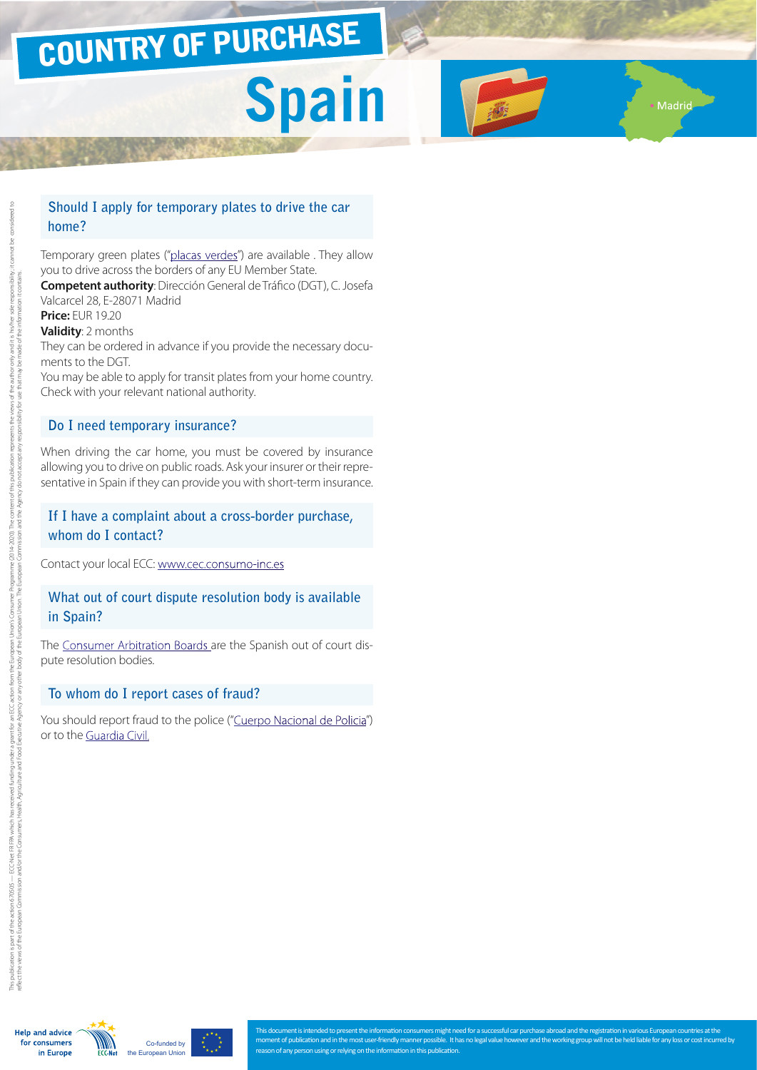# COUNTRY OF PURCHASE

# Spain

Madrid

## Should I apply for temporary plates to drive the car home?

Temporary green plates ("placas verdes") are available . They allow you to drive across the borders of any EU Member State.

**Competent authority**: Dirección General de Tráfico (DGT), C. Josefa Valcarcel 28, E-28071 Madrid

**Price:** EUR 19.20

**Validity**: 2 months

They can be ordered in advance if you provide the necessary documents to the DGT.

You may be able to apply for transit plates from your home country. Check with your relevant national authority.

## Do I need temporary insurance?

When driving the car home, you must be covered by insurance allowing you to drive on public roads. Ask your insurer or their representative in Spain if they can provide you with short-term insurance.

## If I have a complaint about a cross-border purchase, whom do I contact?

Contact your local ECC: www.cec.consumo-inc.es

## What out of court dispute resolution body is available in Spain?

The Consumer Arbitration Boards are the Spanish out of court dispute resolution bodies.

## To whom do I report cases of fraud?

You should report fraud to the police ("Cuerpo Nacional de Policia") or to the Guardia Civil.

This publication is part of the action 670505 — ECC-Net FR FPA which has received funding under a grant for an ECC action from the European Union's Consumer Programme (2014-2020). The content of this publication represents the views of the author only and it is his/her sole responsibility; it cannot be considered to reflect the views of the European Commission and/or the Consumers, Health, Agriculture and Food Executive Agency or any other body of the European Union. The European Commission and the Agency do not accept any responsibility for use that may be made of the information it contains.

Help and advice for consumers in Europe

ECC-Net

Co-funded by the European Union

This document is intended to present the information consumers might need for a successful car purchase abroad and the registration in various European countries at the moment of publication and in the most user-friendly manner possible. It has no legal value however and the working group will not be held liable for any loss or cost incurred by reason of any person using or relying on the information in this publication.